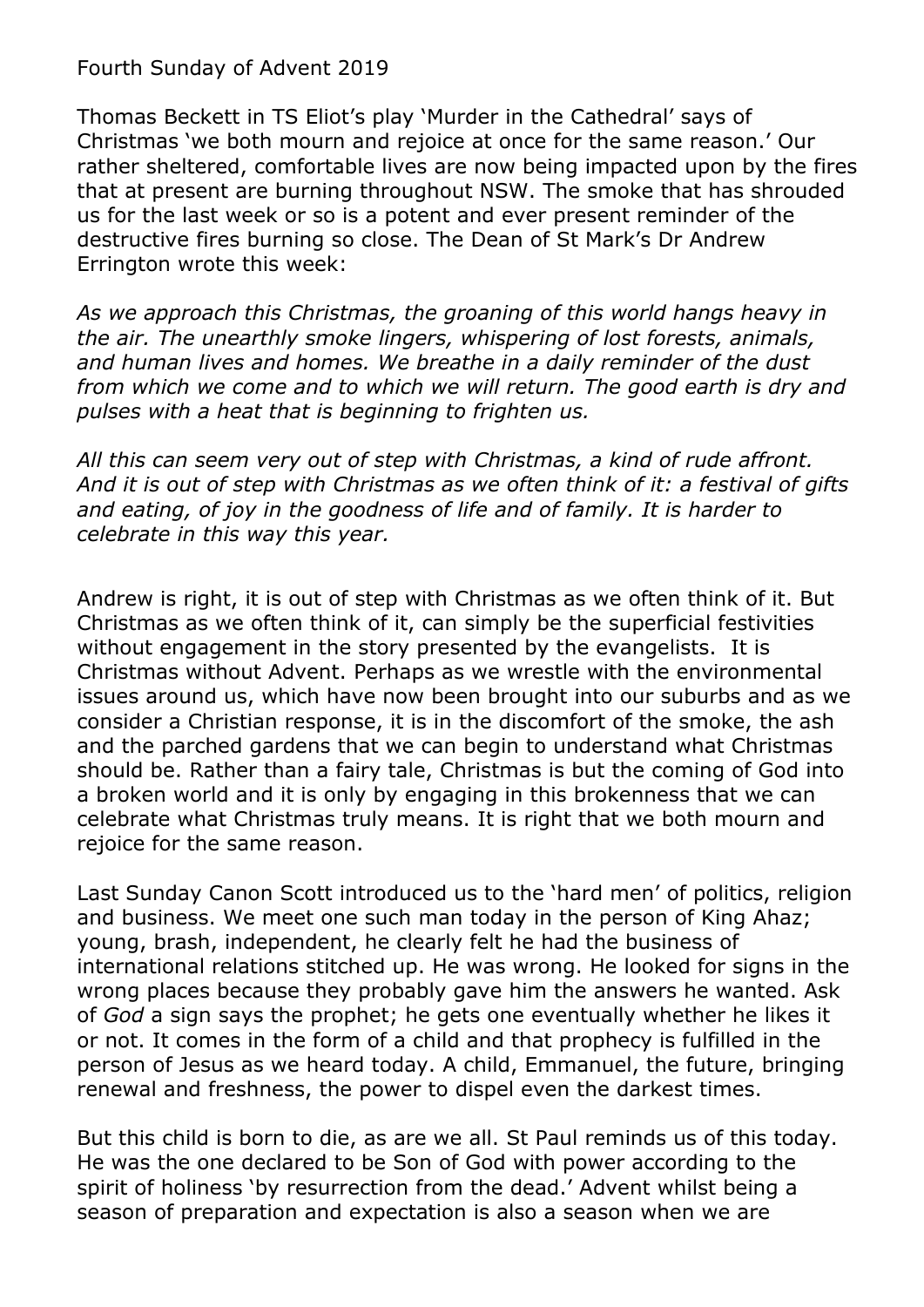Fourth Sunday of Advent 2019

Thomas Beckett in TS Eliot's play 'Murder in the Cathedral' says of Christmas 'we both mourn and rejoice at once for the same reason.' Our rather sheltered, comfortable lives are now being impacted upon by the fires that at present are burning throughout NSW. The smoke that has shrouded us for the last week or so is a potent and ever present reminder of the destructive fires burning so close. The Dean of St Mark's Dr Andrew Errington wrote this week:

*As we approach this Christmas, the groaning of this world hangs heavy in the air. The unearthly smoke lingers, whispering of lost forests, animals, and human lives and homes. We breathe in a daily reminder of the dust from which we come and to which we will return. The good earth is dry and pulses with a heat that is beginning to frighten us.*

*All this can seem very out of step with Christmas, a kind of rude affront. And it is out of step with Christmas as we often think of it: a festival of gifts and eating, of joy in the goodness of life and of family. It is harder to celebrate in this way this year.*

Andrew is right, it is out of step with Christmas as we often think of it. But Christmas as we often think of it, can simply be the superficial festivities without engagement in the story presented by the evangelists. It is Christmas without Advent. Perhaps as we wrestle with the environmental issues around us, which have now been brought into our suburbs and as we consider a Christian response, it is in the discomfort of the smoke, the ash and the parched gardens that we can begin to understand what Christmas should be. Rather than a fairy tale, Christmas is but the coming of God into a broken world and it is only by engaging in this brokenness that we can celebrate what Christmas truly means. It is right that we both mourn and rejoice for the same reason.

Last Sunday Canon Scott introduced us to the 'hard men' of politics, religion and business. We meet one such man today in the person of King Ahaz; young, brash, independent, he clearly felt he had the business of international relations stitched up. He was wrong. He looked for signs in the wrong places because they probably gave him the answers he wanted. Ask of *God* a sign says the prophet; he gets one eventually whether he likes it or not. It comes in the form of a child and that prophecy is fulfilled in the person of Jesus as we heard today. A child, Emmanuel, the future, bringing renewal and freshness, the power to dispel even the darkest times.

But this child is born to die, as are we all. St Paul reminds us of this today. He was the one declared to be Son of God with power according to the spirit of holiness 'by resurrection from the dead.' Advent whilst being a season of preparation and expectation is also a season when we are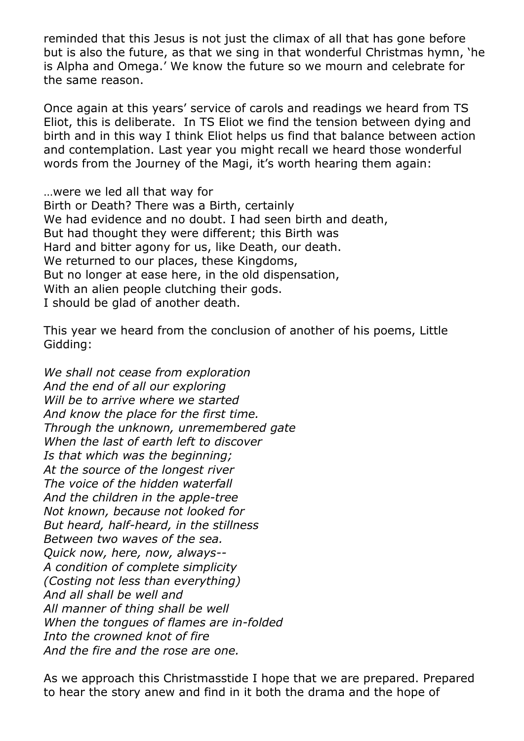reminded that this Jesus is not just the climax of all that has gone before but is also the future, as that we sing in that wonderful Christmas hymn, 'he is Alpha and Omega.' We know the future so we mourn and celebrate for the same reason.

Once again at this years' service of carols and readings we heard from TS Eliot, this is deliberate. In TS Eliot we find the tension between dying and birth and in this way I think Eliot helps us find that balance between action and contemplation. Last year you might recall we heard those wonderful words from the Journey of the Magi, it's worth hearing them again:

…were we led all that way for
Birth or Death? There was a Birth, certainly
We had evidence and no doubt. I had seen birth and death,
But had thought they were different; this Birth was
Hard and bitter agony for us, like Death, our death.
We returned to our places, these Kingdoms,
But no longer at ease here, in the old dispensation,
With an alien people clutching their gods.
I should be glad of another death.

This year we heard from the conclusion of another of his poems, Little Gidding:

*We shall not cease from exploration*
*And the end of all our exploring*
*Will be to arrive where we started*
*And know the place for the first time.*
*Through the unknown, unremembered gate*
*When the last of earth left to discover*
*Is that which was the beginning;*
*At the source of the longest river*
*The voice of the hidden waterfall*
*And the children in the apple-tree*
*Not known, because not looked for*
*But heard, half-heard, in the stillness*
*Between two waves of the sea.*
*Quick now, here, now, always--*
*A condition of complete simplicity*
*(Costing not less than everything)*
*And all shall be well and*
*All manner of thing shall be well*
*When the tongues of flames are in-folded*
*Into the crowned knot of fire*
*And the fire and the rose are one.*

As we approach this Christmasstide I hope that we are prepared. Prepared to hear the story anew and find in it both the drama and the hope of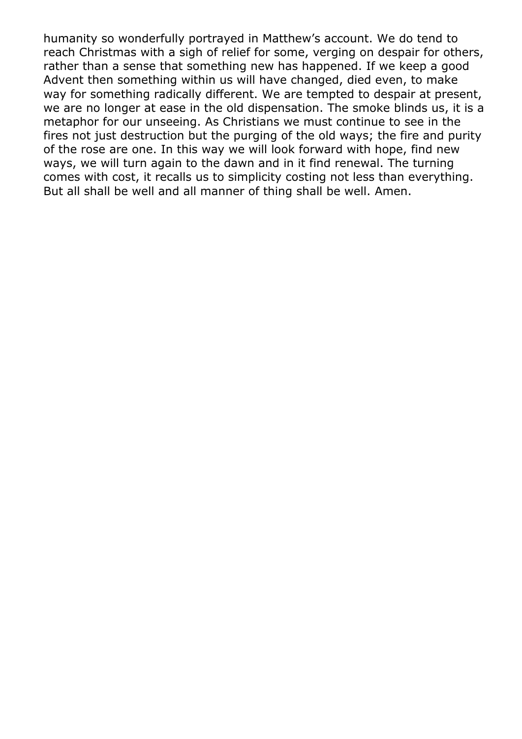humanity so wonderfully portrayed in Matthew's account. We do tend to reach Christmas with a sigh of relief for some, verging on despair for others, rather than a sense that something new has happened. If we keep a good Advent then something within us will have changed, died even, to make way for something radically different. We are tempted to despair at present, we are no longer at ease in the old dispensation. The smoke blinds us, it is a metaphor for our unseeing. As Christians we must continue to see in the fires not just destruction but the purging of the old ways; the fire and purity of the rose are one. In this way we will look forward with hope, find new ways, we will turn again to the dawn and in it find renewal. The turning comes with cost, it recalls us to simplicity costing not less than everything. But all shall be well and all manner of thing shall be well. Amen.